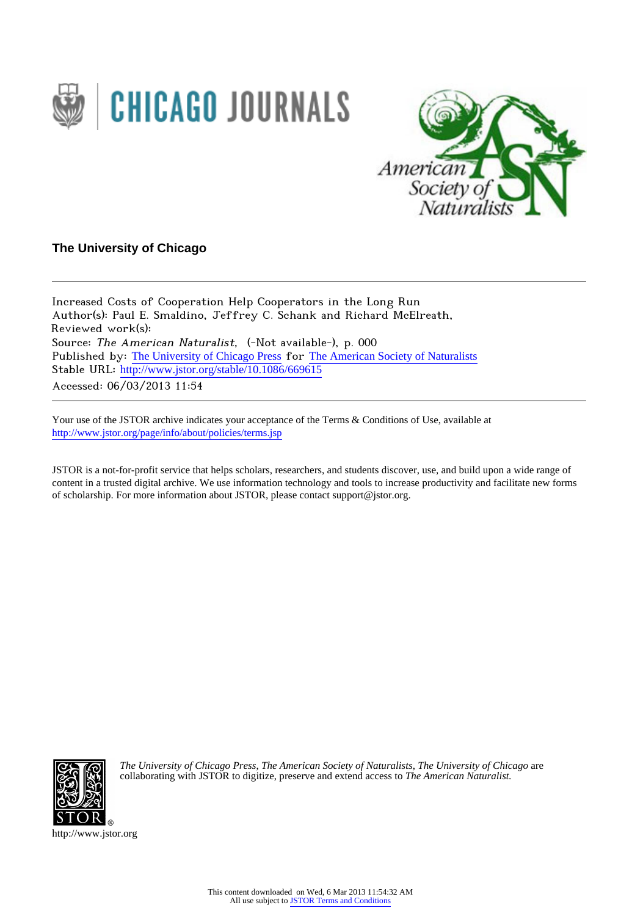The University of Chicago

---

Increased Costs of Cooperation Help Cooperators in the Long Run
Author(s): Paul E. Smaldino, Jeffrey C. Schank and Richard McElreath,
Reviewed work(s):
Source: *The American Naturalist*, (-Not available-), p. 000
Published by: The University of Chicago Press for The American Society of Naturalists
Stable URL: http://www.jstor.org/stable/10.1086/669615
Accessed: 06/03/2013 11:54

---

Your use of the JSTOR archive indicates your acceptance of the Terms & Conditions of Use, available at
http://www.jstor.org/page/info/about/policies/terms.jsp

JSTOR is a not-for-profit service that helps scholars, researchers, and students discover, use, and build upon a wide range of content in a trusted digital archive. We use information technology and tools to increase productivity and facilitate new forms of scholarship. For more information about JSTOR, please contact support@jstor.org.

*The University of Chicago Press*, *The American Society of Naturalists*, *The University of Chicago* are collaborating with JSTOR to digitize, preserve and extend access to *The American Naturalist.*

http://www.jstor.org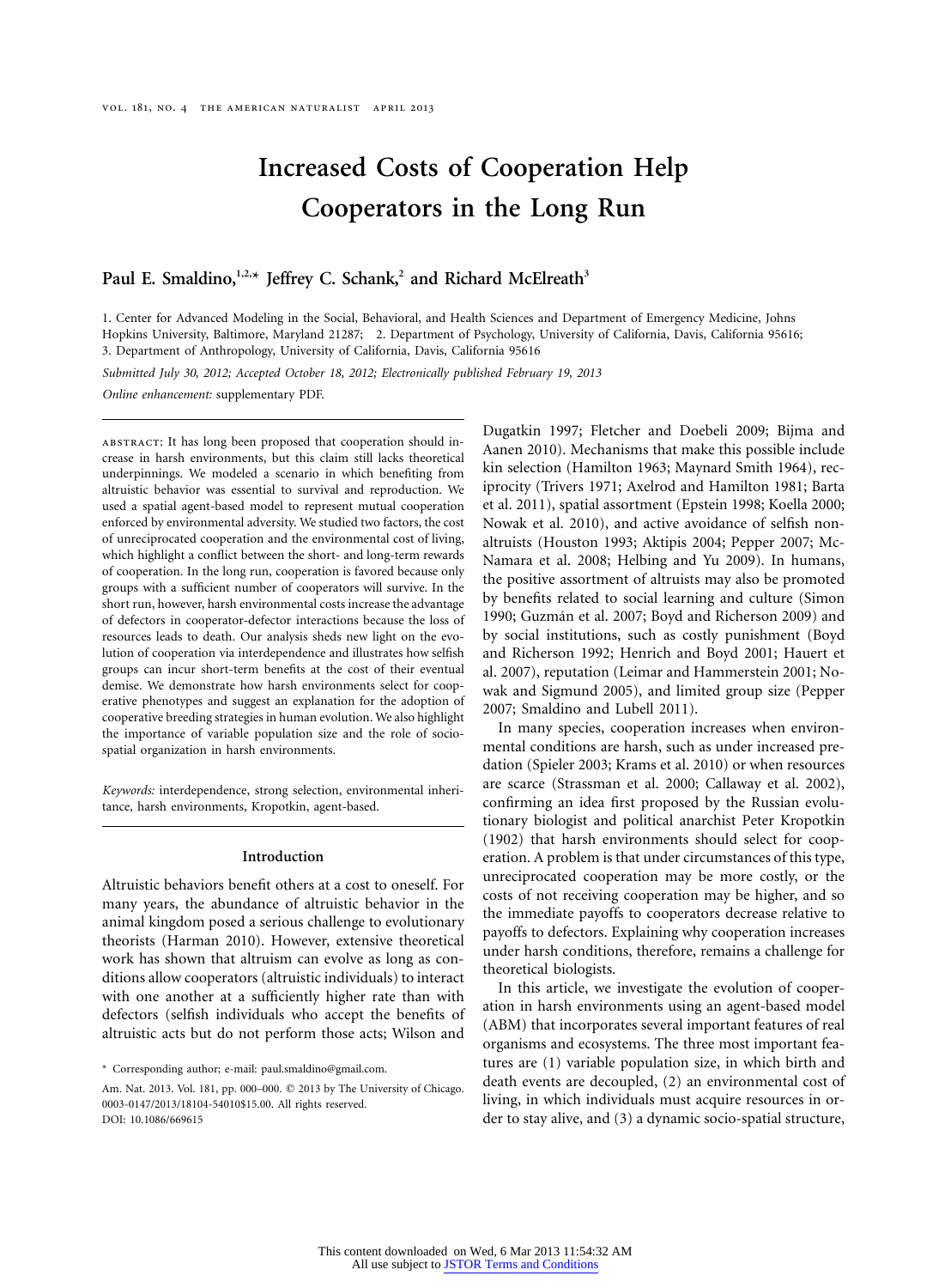# Increased Costs of Cooperation Help Cooperators in the Long Run

**Paul E. Smaldino,[1,2,*] Jeffrey C. Schank,[2] and Richard McElreath[3]**

1. Center for Advanced Modeling in the Social, Behavioral, and Health Sciences and Department of Emergency Medicine, Johns Hopkins University, Baltimore, Maryland 21287; 2. Department of Psychology, University of California, Davis, California 95616; 3. Department of Anthropology, University of California, Davis, California 95616

*Submitted July 30, 2012; Accepted October 18, 2012; Electronically published February 19, 2013*

*Online enhancement:* supplementary PDF.

abstract: It has long been proposed that cooperation should increase in harsh environments, but this claim still lacks theoretical underpinnings. We modeled a scenario in which benefiting from altruistic behavior was essential to survival and reproduction. We used a spatial agent-based model to represent mutual cooperation enforced by environmental adversity. We studied two factors, the cost of unreciprocated cooperation and the environmental cost of living, which highlight a conflict between the short- and long-term rewards of cooperation. In the long run, cooperation is favored because only groups with a sufficient number of cooperators will survive. In the short run, however, harsh environmental costs increase the advantage of defectors in cooperator-defector interactions because the loss of resources leads to death. Our analysis sheds new light on the evolution of cooperation via interdependence and illustrates how selfish groups can incur short-term benefits at the cost of their eventual demise. We demonstrate how harsh environments select for cooperative phenotypes and suggest an explanation for the adoption of cooperative breeding strategies in human evolution. We also highlight the importance of variable population size and the role of socio-spatial organization in harsh environments.

*Keywords:* interdependence, strong selection, environmental inheritance, harsh environments, Kropotkin, agent-based.

## Introduction

Altruistic behaviors benefit others at a cost to oneself. For many years, the abundance of altruistic behavior in the animal kingdom posed a serious challenge to evolutionary theorists (Harman 2010). However, extensive theoretical work has shown that altruism can evolve as long as conditions allow cooperators (altruistic individuals) to interact with one another at a sufficiently higher rate than with defectors (selfish individuals who accept the benefits of altruistic acts but do not perform those acts; Wilson and Dugatkin 1997; Fletcher and Doebeli 2009; Bijma and Aanen 2010). Mechanisms that make this possible include kin selection (Hamilton 1963; Maynard Smith 1964), reciprocity (Trivers 1971; Axelrod and Hamilton 1981; Barta et al. 2011), spatial assortment (Epstein 1998; Koella 2000; Nowak et al. 2010), and active avoidance of selfish nonaltruists (Houston 1993; Aktipis 2004; Pepper 2007; McNamara et al. 2008; Helbing and Yu 2009). In humans, the positive assortment of altruists may also be promoted by benefits related to social learning and culture (Simon 1990; Guzmán et al. 2007; Boyd and Richerson 2009) and by social institutions, such as costly punishment (Boyd and Richerson 1992; Henrich and Boyd 2001; Hauert et al. 2007), reputation (Leimar and Hammerstein 2001; Nowak and Sigmund 2005), and limited group size (Pepper 2007; Smaldino and Lubell 2011).

In many species, cooperation increases when environmental conditions are harsh, such as under increased predation (Spieler 2003; Krams et al. 2010) or when resources are scarce (Strassman et al. 2000; Callaway et al. 2002), confirming an idea first proposed by the Russian evolutionary biologist and political anarchist Peter Kropotkin (1902) that harsh environments should select for cooperation. A problem is that under circumstances of this type, unreciprocated cooperation may be more costly, or the costs of not receiving cooperation may be higher, and so the immediate payoffs to cooperators decrease relative to payoffs to defectors. Explaining why cooperation increases under harsh conditions, therefore, remains a challenge for theoretical biologists.

In this article, we investigate the evolution of cooperation in harsh environments using an agent-based model (ABM) that incorporates several important features of real organisms and ecosystems. The three most important features are (1) variable population size, in which birth and death events are decoupled, (2) an environmental cost of living, in which individuals must acquire resources in order to stay alive, and (3) a dynamic socio-spatial structure,

* Corresponding author; e-mail: paul.smaldino@gmail.com.

Am. Nat. 2013. Vol. 181, pp. 000–000. © 2013 by The University of Chicago. 0003-0147/2013/18104-54010$15.00. All rights reserved.
DOI: 10.1086/669615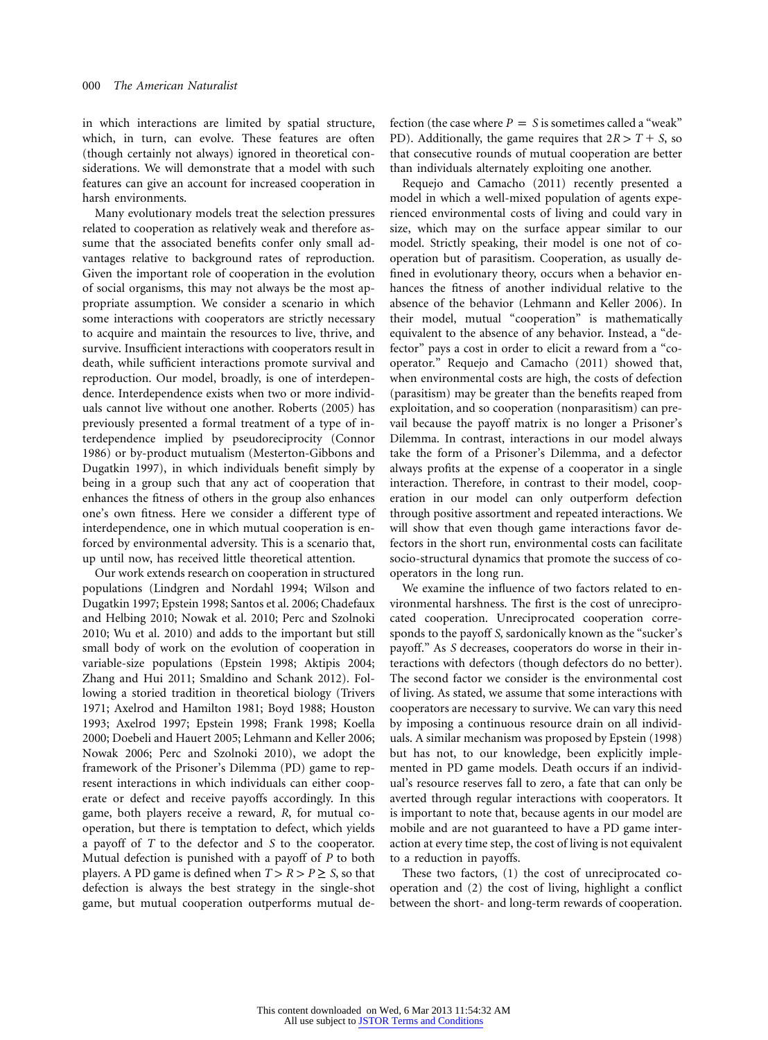in which interactions are limited by spatial structure, which, in turn, can evolve. These features are often (though certainly not always) ignored in theoretical considerations. We will demonstrate that a model with such features can give an account for increased cooperation in harsh environments.

Many evolutionary models treat the selection pressures related to cooperation as relatively weak and therefore assume that the associated benefits confer only small advantages relative to background rates of reproduction. Given the important role of cooperation in the evolution of social organisms, this may not always be the most appropriate assumption. We consider a scenario in which some interactions with cooperators are strictly necessary to acquire and maintain the resources to live, thrive, and survive. Insufficient interactions with cooperators result in death, while sufficient interactions promote survival and reproduction. Our model, broadly, is one of interdependence. Interdependence exists when two or more individuals cannot live without one another. Roberts (2005) has previously presented a formal treatment of a type of interdependence implied by pseudoreciprocity (Connor 1986) or by-product mutualism (Mesterton-Gibbons and Dugatkin 1997), in which individuals benefit simply by being in a group such that any act of cooperation that enhances the fitness of others in the group also enhances one's own fitness. Here we consider a different type of interdependence, one in which mutual cooperation is enforced by environmental adversity. This is a scenario that, up until now, has received little theoretical attention.

Our work extends research on cooperation in structured populations (Lindgren and Nordahl 1994; Wilson and Dugatkin 1997; Epstein 1998; Santos et al. 2006; Chadefaux and Helbing 2010; Nowak et al. 2010; Perc and Szolnoki 2010; Wu et al. 2010) and adds to the important but still small body of work on the evolution of cooperation in variable-size populations (Epstein 1998; Aktipis 2004; Zhang and Hui 2011; Smaldino and Schank 2012). Following a storied tradition in theoretical biology (Trivers 1971; Axelrod and Hamilton 1981; Boyd 1988; Houston 1993; Axelrod 1997; Epstein 1998; Frank 1998; Koella 2000; Doebeli and Hauert 2005; Lehmann and Keller 2006; Nowak 2006; Perc and Szolnoki 2010), we adopt the framework of the Prisoner's Dilemma (PD) game to represent interactions in which individuals can either cooperate or defect and receive payoffs accordingly. In this game, both players receive a reward, $R$, for mutual cooperation, but there is temptation to defect, which yields a payoff of $T$ to the defector and $S$ to the cooperator. Mutual defection is punished with a payoff of $P$ to both players. A PD game is defined when $T > R > P \geq S$, so that defection is always the best strategy in the single-shot game, but mutual cooperation outperforms mutual defection (the case where $P = S$ is sometimes called a "weak" PD). Additionally, the game requires that $2R > T + S$, so that consecutive rounds of mutual cooperation are better than individuals alternately exploiting one another.

Requejo and Camacho (2011) recently presented a model in which a well-mixed population of agents experienced environmental costs of living and could vary in size, which may on the surface appear similar to our model. Strictly speaking, their model is one not of cooperation but of parasitism. Cooperation, as usually defined in evolutionary theory, occurs when a behavior enhances the fitness of another individual relative to the absence of the behavior (Lehmann and Keller 2006). In their model, mutual "cooperation" is mathematically equivalent to the absence of any behavior. Instead, a "defector" pays a cost in order to elicit a reward from a "cooperator." Requejo and Camacho (2011) showed that, when environmental costs are high, the costs of defection (parasitism) may be greater than the benefits reaped from exploitation, and so cooperation (nonparasitism) can prevail because the payoff matrix is no longer a Prisoner's Dilemma. In contrast, interactions in our model always take the form of a Prisoner's Dilemma, and a defector always profits at the expense of a cooperator in a single interaction. Therefore, in contrast to their model, cooperation in our model can only outperform defection through positive assortment and repeated interactions. We will show that even though game interactions favor defectors in the short run, environmental costs can facilitate socio-structural dynamics that promote the success of cooperators in the long run.

We examine the influence of two factors related to environmental harshness. The first is the cost of unreciprocated cooperation. Unreciprocated cooperation corresponds to the payoff $S$, sardonically known as the "sucker's payoff." As $S$ decreases, cooperators do worse in their interactions with defectors (though defectors do no better). The second factor we consider is the environmental cost of living. As stated, we assume that some interactions with cooperators are necessary to survive. We can vary this need by imposing a continuous resource drain on all individuals. A similar mechanism was proposed by Epstein (1998) but has not, to our knowledge, been explicitly implemented in PD game models. Death occurs if an individual's resource reserves fall to zero, a fate that can only be averted through regular interactions with cooperators. It is important to note that, because agents in our model are mobile and are not guaranteed to have a PD game interaction at every time step, the cost of living is not equivalent to a reduction in payoffs.

These two factors, (1) the cost of unreciprocated cooperation and (2) the cost of living, highlight a conflict between the short- and long-term rewards of cooperation.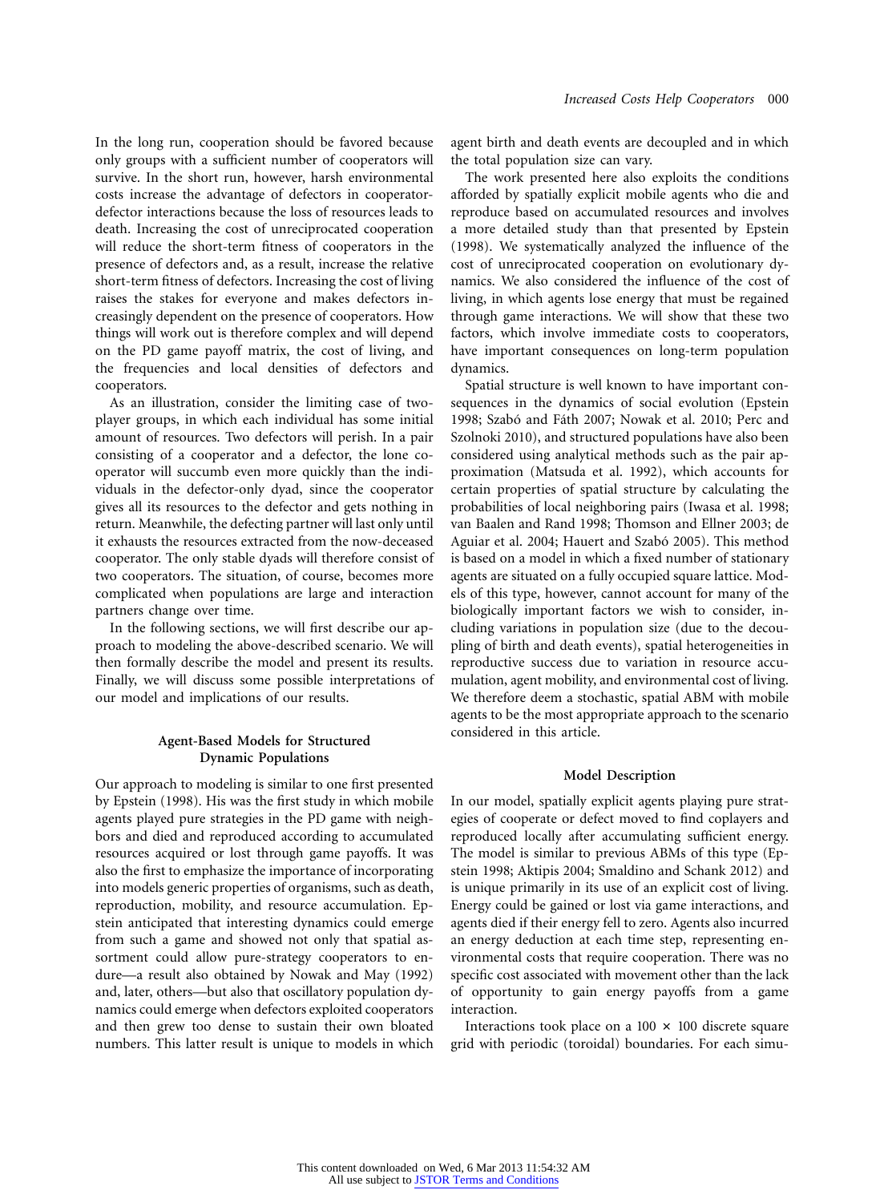In the long run, cooperation should be favored because only groups with a sufficient number of cooperators will survive. In the short run, however, harsh environmental costs increase the advantage of defectors in cooperator-defector interactions because the loss of resources leads to death. Increasing the cost of unreciprocated cooperation will reduce the short-term fitness of cooperators in the presence of defectors and, as a result, increase the relative short-term fitness of defectors. Increasing the cost of living raises the stakes for everyone and makes defectors increasingly dependent on the presence of cooperators. How things will work out is therefore complex and will depend on the PD game payoff matrix, the cost of living, and the frequencies and local densities of defectors and cooperators.

As an illustration, consider the limiting case of two-player groups, in which each individual has some initial amount of resources. Two defectors will perish. In a pair consisting of a cooperator and a defector, the lone cooperator will succumb even more quickly than the individuals in the defector-only dyad, since the cooperator gives all its resources to the defector and gets nothing in return. Meanwhile, the defecting partner will last only until it exhausts the resources extracted from the now-deceased cooperator. The only stable dyads will therefore consist of two cooperators. The situation, of course, becomes more complicated when populations are large and interaction partners change over time.

In the following sections, we will first describe our approach to modeling the above-described scenario. We will then formally describe the model and present its results. Finally, we will discuss some possible interpretations of our model and implications of our results.

## Agent-Based Models for Structured Dynamic Populations

Our approach to modeling is similar to one first presented by Epstein (1998). His was the first study in which mobile agents played pure strategies in the PD game with neighbors and died and reproduced according to accumulated resources acquired or lost through game payoffs. It was also the first to emphasize the importance of incorporating into models generic properties of organisms, such as death, reproduction, mobility, and resource accumulation. Epstein anticipated that interesting dynamics could emerge from such a game and showed not only that spatial assortment could allow pure-strategy cooperators to endure—a result also obtained by Nowak and May (1992) and, later, others—but also that oscillatory population dynamics could emerge when defectors exploited cooperators and then grew too dense to sustain their own bloated numbers. This latter result is unique to models in which agent birth and death events are decoupled and in which the total population size can vary.

The work presented here also exploits the conditions afforded by spatially explicit mobile agents who die and reproduce based on accumulated resources and involves a more detailed study than that presented by Epstein (1998). We systematically analyzed the influence of the cost of unreciprocated cooperation on evolutionary dynamics. We also considered the influence of the cost of living, in which agents lose energy that must be regained through game interactions. We will show that these two factors, which involve immediate costs to cooperators, have important consequences on long-term population dynamics.

Spatial structure is well known to have important consequences in the dynamics of social evolution (Epstein 1998; Szabó and Fáth 2007; Nowak et al. 2010; Perc and Szolnoki 2010), and structured populations have also been considered using analytical methods such as the pair approximation (Matsuda et al. 1992), which accounts for certain properties of spatial structure by calculating the probabilities of local neighboring pairs (Iwasa et al. 1998; van Baalen and Rand 1998; Thomson and Ellner 2003; de Aguiar et al. 2004; Hauert and Szabó 2005). This method is based on a model in which a fixed number of stationary agents are situated on a fully occupied square lattice. Models of this type, however, cannot account for many of the biologically important factors we wish to consider, including variations in population size (due to the decoupling of birth and death events), spatial heterogeneities in reproductive success due to variation in resource accumulation, agent mobility, and environmental cost of living. We therefore deem a stochastic, spatial ABM with mobile agents to be the most appropriate approach to the scenario considered in this article.

## Model Description

In our model, spatially explicit agents playing pure strategies of cooperate or defect moved to find coplayers and reproduced locally after accumulating sufficient energy. The model is similar to previous ABMs of this type (Epstein 1998; Aktipis 2004; Smaldino and Schank 2012) and is unique primarily in its use of an explicit cost of living. Energy could be gained or lost via game interactions, and agents died if their energy fell to zero. Agents also incurred an energy deduction at each time step, representing environmental costs that require cooperation. There was no specific cost associated with movement other than the lack of opportunity to gain energy payoffs from a game interaction.

Interactions took place on a $100 \times 100$ discrete square grid with periodic (toroidal) boundaries. For each simu-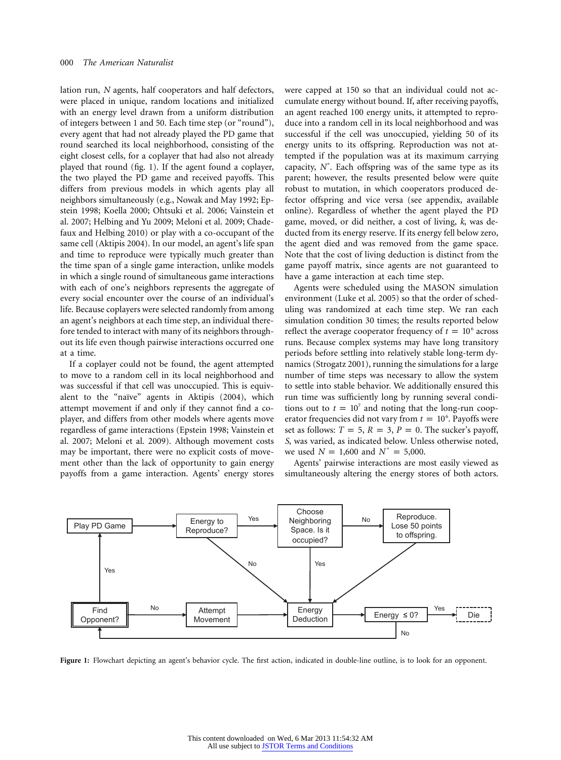lation run, $N$ agents, half cooperators and half defectors, were placed in unique, random locations and initialized with an energy level drawn from a uniform distribution of integers between 1 and 50. Each time step (or "round"), every agent that had not already played the PD game that round searched its local neighborhood, consisting of the eight closest cells, for a coplayer that had also not already played that round (fig. 1). If the agent found a coplayer, the two played the PD game and received payoffs. This differs from previous models in which agents play all neighbors simultaneously (e.g., Nowak and May 1992; Epstein 1998; Koella 2000; Ohtsuki et al. 2006; Vainstein et al. 2007; Helbing and Yu 2009; Meloni et al. 2009; Chadefaux and Helbing 2010) or play with a co-occupant of the same cell (Aktipis 2004). In our model, an agent's life span and time to reproduce were typically much greater than the time span of a single game interaction, unlike models in which a single round of simultaneous game interactions with each of one's neighbors represents the aggregate of every social encounter over the course of an individual's life. Because coplayers were selected randomly from among an agent's neighbors at each time step, an individual therefore tended to interact with many of its neighbors throughout its life even though pairwise interactions occurred one at a time.

If a coplayer could not be found, the agent attempted to move to a random cell in its local neighborhood and was successful if that cell was unoccupied. This is equivalent to the "naïve" agents in Aktipis (2004), which attempt movement if and only if they cannot find a coplayer, and differs from other models where agents move regardless of game interactions (Epstein 1998; Vainstein et al. 2007; Meloni et al. 2009). Although movement costs may be important, there were no explicit costs of movement other than the lack of opportunity to gain energy payoffs from a game interaction. Agents' energy stores were capped at 150 so that an individual could not accumulate energy without bound. If, after receiving payoffs, an agent reached 100 energy units, it attempted to reproduce into a random cell in its local neighborhood and was successful if the cell was unoccupied, yielding 50 of its energy units to its offspring. Reproduction was not attempted if the population was at its maximum carrying capacity, $N^*$. Each offspring was of the same type as its parent; however, the results presented below were quite robust to mutation, in which cooperators produced defector offspring and vice versa (see appendix, available online). Regardless of whether the agent played the PD game, moved, or did neither, a cost of living, $k$, was deducted from its energy reserve. If its energy fell below zero, the agent died and was removed from the game space. Note that the cost of living deduction is distinct from the game payoff matrix, since agents are not guaranteed to have a game interaction at each time step.

Agents were scheduled using the MASON simulation environment (Luke et al. 2005) so that the order of scheduling was randomized at each time step. We ran each simulation condition 30 times; the results reported below reflect the average cooperator frequency of $t = 10^6$ across runs. Because complex systems may have long transitory periods before settling into relatively stable long-term dynamics (Strogatz 2001), running the simulations for a large number of time steps was necessary to allow the system to settle into stable behavior. We additionally ensured this run time was sufficiently long by running several conditions out to $t = 10^7$ and noting that the long-run cooperator frequencies did not vary from $t = 10^6$. Payoffs were set as follows: $T = 5$, $R = 3$, $P = 0$. The sucker's payoff, $S$, was varied, as indicated below. Unless otherwise noted, we used $N = 1{,}600$ and $N^* = 5{,}000$.

Agents' pairwise interactions are most easily viewed as simultaneously altering the energy stores of both actors.

**Figure 1:** Flowchart depicting an agent's behavior cycle. The first action, indicated in double-line outline, is to look for an opponent.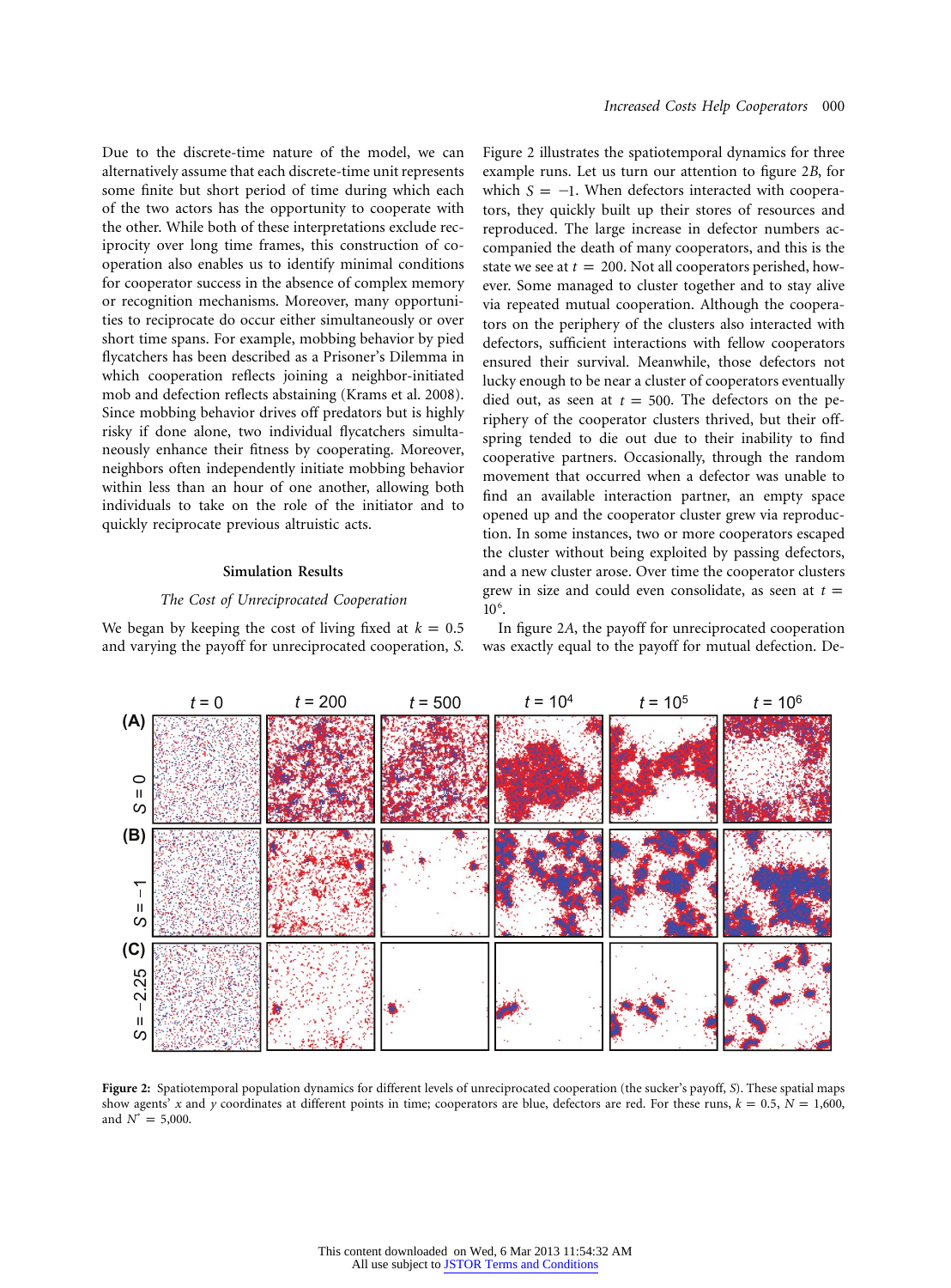Due to the discrete-time nature of the model, we can alternatively assume that each discrete-time unit represents some finite but short period of time during which each of the two actors has the opportunity to cooperate with the other. While both of these interpretations exclude reciprocity over long time frames, this construction of cooperation also enables us to identify minimal conditions for cooperator success in the absence of complex memory or recognition mechanisms. Moreover, many opportunities to reciprocate do occur either simultaneously or over short time spans. For example, mobbing behavior by pied flycatchers has been described as a Prisoner's Dilemma in which cooperation reflects joining a neighbor-initiated mob and defection reflects abstaining (Krams et al. 2008). Since mobbing behavior drives off predators but is highly risky if done alone, two individual flycatchers simultaneously enhance their fitness by cooperating. Moreover, neighbors often independently initiate mobbing behavior within less than an hour of one another, allowing both individuals to take on the role of the initiator and to quickly reciprocate previous altruistic acts.

## Simulation Results

### *The Cost of Unreciprocated Cooperation*

We began by keeping the cost of living fixed at $k = 0.5$ and varying the payoff for unreciprocated cooperation, $S$. Figure 2 illustrates the spatiotemporal dynamics for three example runs. Let us turn our attention to figure 2*B*, for which $S = -1$. When defectors interacted with cooperators, they quickly built up their stores of resources and reproduced. The large increase in defector numbers accompanied the death of many cooperators, and this is the state we see at $t = 200$. Not all cooperators perished, however. Some managed to cluster together and to stay alive via repeated mutual cooperation. Although the cooperators on the periphery of the clusters also interacted with defectors, sufficient interactions with fellow cooperators ensured their survival. Meanwhile, those defectors not lucky enough to be near a cluster of cooperators eventually died out, as seen at $t = 500$. The defectors on the periphery of the cooperator clusters thrived, but their offspring tended to die out due to their inability to find cooperative partners. Occasionally, through the random movement that occurred when a defector was unable to find an available interaction partner, an empty space opened up and the cooperator cluster grew via reproduction. In some instances, two or more cooperators escaped the cluster without being exploited by passing defectors, and a new cluster arose. Over time the cooperator clusters grew in size and could even consolidate, as seen at $t = 10^6$.

In figure 2*A*, the payoff for unreciprocated cooperation was exactly equal to the payoff for mutual defection. De-

**Figure 2:** Spatiotemporal population dynamics for different levels of unreciprocated cooperation (the sucker's payoff, $S$). These spatial maps show agents' $x$ and $y$ coordinates at different points in time; cooperators are blue, defectors are red. For these runs, $k = 0.5$, $N = 1{,}600$, and $N^* = 5{,}000$.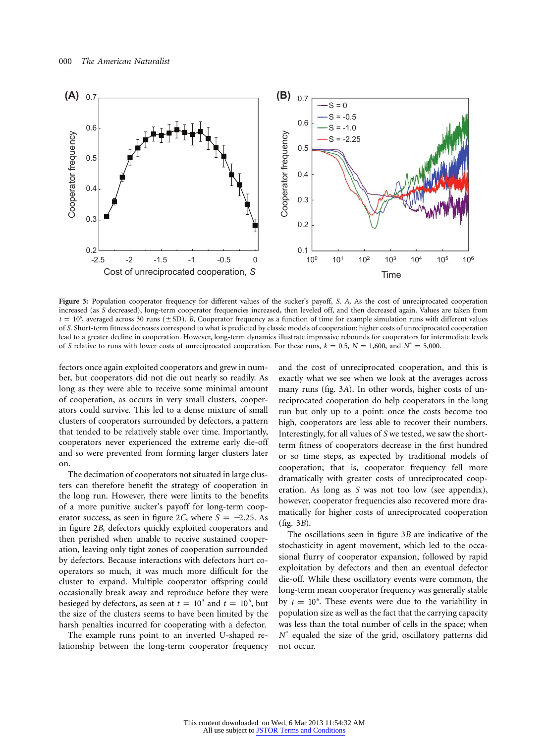**Figure 3:** Population cooperator frequency for different values of the sucker's payoff, $S$. $A$, As the cost of unreciprocated cooperation increased (as $S$ decreased), long-term cooperator frequencies increased, then leveled off, and then decreased again. Values are taken from $t = 10^6$, averaged across 30 runs ($\pm$SD). $B$, Cooperator frequency as a function of time for example simulation runs with different values of $S$. Short-term fitness decreases correspond to what is predicted by classic models of cooperation: higher costs of unreciprocated cooperation lead to a greater decline in cooperation. However, long-term dynamics illustrate impressive rebounds for cooperators for intermediate levels of $S$ relative to runs with lower costs of unreciprocated cooperation. For these runs, $k = 0.5$, $N = 1{,}600$, and $N^* = 5{,}000$.

fectors once again exploited cooperators and grew in number, but cooperators did not die out nearly so readily. As long as they were able to receive some minimal amount of cooperation, as occurs in very small clusters, cooperators could survive. This led to a dense mixture of small clusters of cooperators surrounded by defectors, a pattern that tended to be relatively stable over time. Importantly, cooperators never experienced the extreme early die-off and so were prevented from forming larger clusters later on.

The decimation of cooperators not situated in large clusters can therefore benefit the strategy of cooperation in the long run. However, there were limits to the benefits of a more punitive sucker's payoff for long-term cooperator success, as seen in figure 2$C$, where $S = -2.25$. As in figure 2$B$, defectors quickly exploited cooperators and then perished when unable to receive sustained cooperation, leaving only tight zones of cooperation surrounded by defectors. Because interactions with defectors hurt cooperators so much, it was much more difficult for the cluster to expand. Multiple cooperator offspring could occasionally break away and reproduce before they were besieged by defectors, as seen at $t = 10^5$ and $t = 10^6$, but the size of the clusters seems to have been limited by the harsh penalties incurred for cooperating with a defector.

The example runs point to an inverted U-shaped relationship between the long-term cooperator frequency and the cost of unreciprocated cooperation, and this is exactly what we see when we look at the averages across many runs (fig. 3$A$). In other words, higher costs of unreciprocated cooperation do help cooperators in the long run but only up to a point: once the costs become too high, cooperators are less able to recover their numbers. Interestingly, for all values of $S$ we tested, we saw the short-term fitness of cooperators decrease in the first hundred or so time steps, as expected by traditional models of cooperation; that is, cooperator frequency fell more dramatically with greater costs of unreciprocated cooperation. As long as $S$ was not too low (see appendix), however, cooperator frequencies also recovered more dramatically for higher costs of unreciprocated cooperation (fig. 3$B$).

The oscillations seen in figure 3$B$ are indicative of the stochasticity in agent movement, which led to the occasional flurry of cooperator expansion, followed by rapid exploitation by defectors and then an eventual defector die-off. While these oscillatory events were common, the long-term mean cooperator frequency was generally stable by $t = 10^6$. These events were due to the variability in population size as well as the fact that the carrying capacity was less than the total number of cells in the space; when $N^*$ equaled the size of the grid, oscillatory patterns did not occur.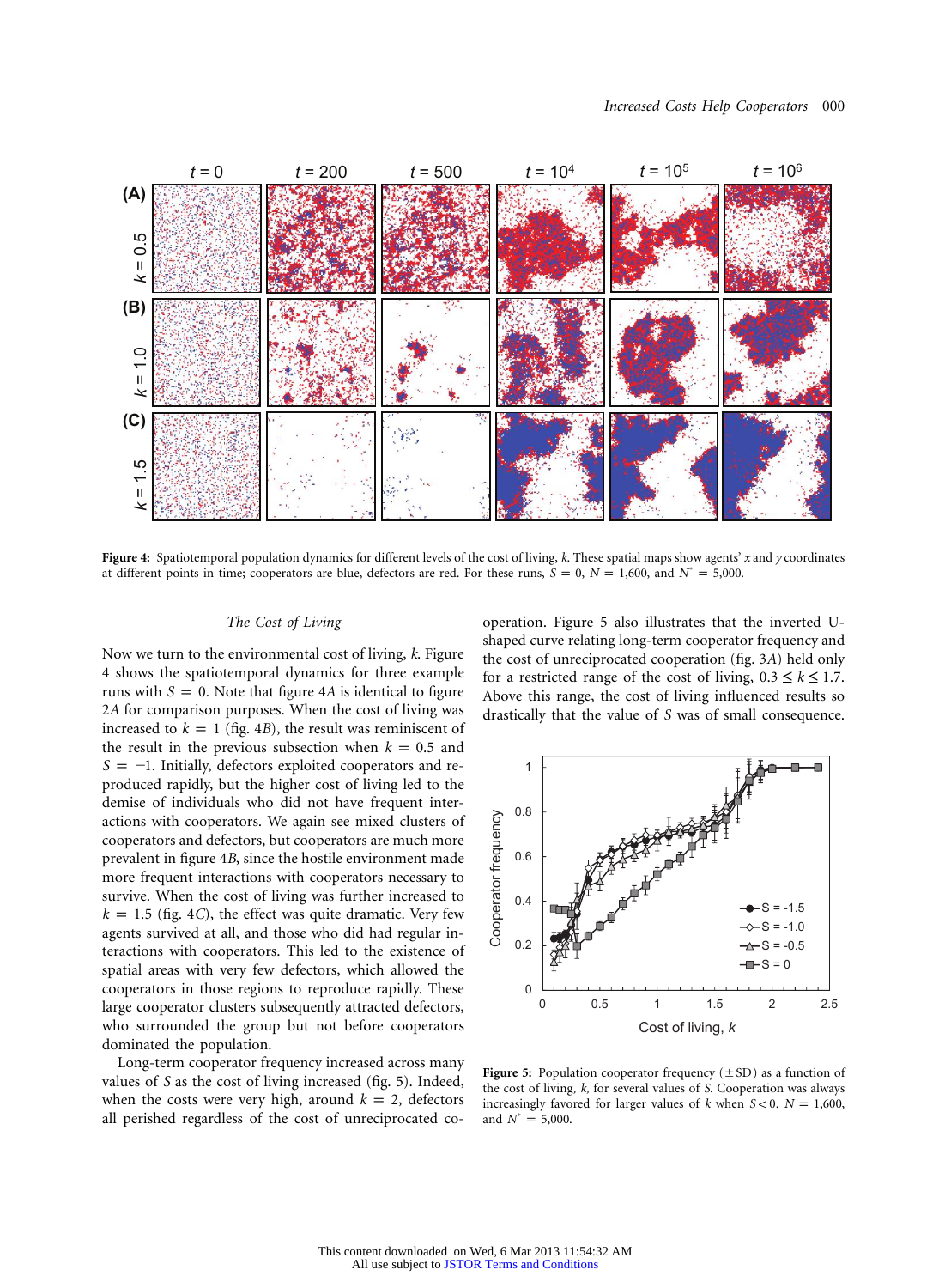Figure 4: Spatiotemporal population dynamics for different levels of the cost of living, $k$. These spatial maps show agents' $x$ and $y$ coordinates at different points in time; cooperators are blue, defectors are red. For these runs, $S = 0$, $N = 1{,}600$, and $N^* = 5{,}000$.

### The Cost of Living

Now we turn to the environmental cost of living, $k$. Figure 4 shows the spatiotemporal dynamics for three example runs with $S = 0$. Note that figure 4*A* is identical to figure 2*A* for comparison purposes. When the cost of living was increased to $k = 1$ (fig. 4*B*), the result was reminiscent of the result in the previous subsection when $k = 0.5$ and $S = -1$. Initially, defectors exploited cooperators and reproduced rapidly, but the higher cost of living led to the demise of individuals who did not have frequent interactions with cooperators. We again see mixed clusters of cooperators and defectors, but cooperators are much more prevalent in figure 4*B*, since the hostile environment made more frequent interactions with cooperators necessary to survive. When the cost of living was further increased to $k = 1.5$ (fig. 4*C*), the effect was quite dramatic. Very few agents survived at all, and those who did had regular interactions with cooperators. This led to the existence of spatial areas with very few defectors, which allowed the cooperators in those regions to reproduce rapidly. These large cooperator clusters subsequently attracted defectors, who surrounded the group but not before cooperators dominated the population.

Long-term cooperator frequency increased across many values of $S$ as the cost of living increased (fig. 5). Indeed, when the costs were very high, around $k = 2$, defectors all perished regardless of the cost of unreciprocated cooperation. Figure 5 also illustrates that the inverted U-shaped curve relating long-term cooperator frequency and the cost of unreciprocated cooperation (fig. 3*A*) held only for a restricted range of the cost of living, $0.3 \le k \le 1.7$. Above this range, the cost of living influenced results so drastically that the value of $S$ was of small consequence.

Figure 5: Population cooperator frequency ($\pm$SD) as a function of the cost of living, $k$, for several values of $S$. Cooperation was always increasingly favored for larger values of $k$ when $S < 0$. $N = 1{,}600$, and $N^* = 5{,}000$.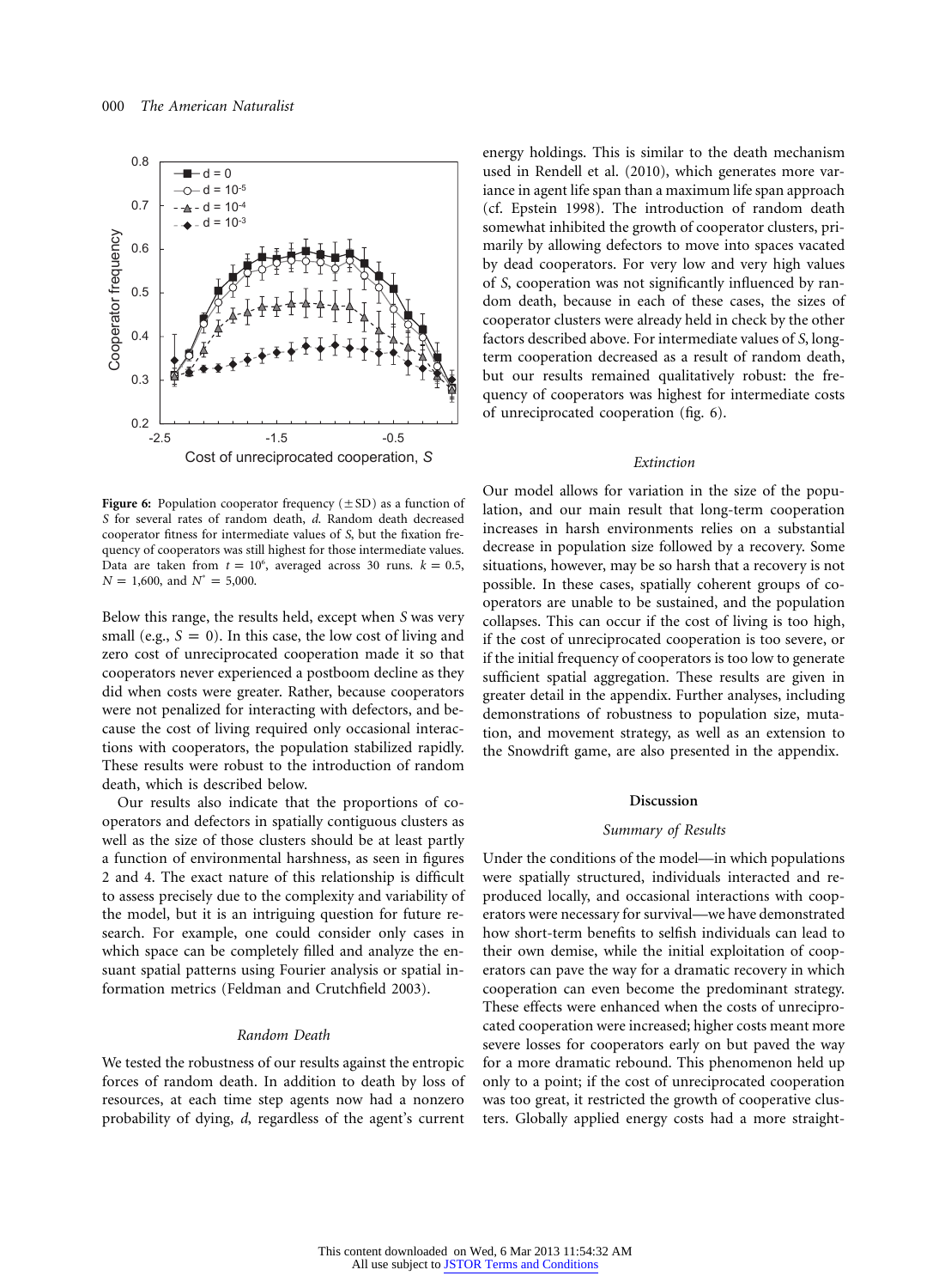0.8

0.7

0.6

0.5

0.4

0.3

0.2

-2.5 -1.5 -0.5

Cooperator frequency

Cost of unreciprocated cooperation, $S$

d = 0

d = $10^{-5}$

d = $10^{-4}$

d = $10^{-3}$

**Figure 6:** Population cooperator frequency ($\pm$SD) as a function of $S$ for several rates of random death, $d$. Random death decreased cooperator fitness for intermediate values of $S$, but the fixation frequency of cooperators was still highest for those intermediate values. Data are taken from $t = 10^6$, averaged across 30 runs. $k = 0.5$, $N = 1{,}600$, and $N^* = 5{,}000$.

Below this range, the results held, except when $S$ was very small (e.g., $S = 0$). In this case, the low cost of living and zero cost of unreciprocated cooperation made it so that cooperators never experienced a postboom decline as they did when costs were greater. Rather, because cooperators were not penalized for interacting with defectors, and because the cost of living required only occasional interactions with cooperators, the population stabilized rapidly. These results were robust to the introduction of random death, which is described below.

Our results also indicate that the proportions of cooperators and defectors in spatially contiguous clusters as well as the size of those clusters should be at least partly a function of environmental harshness, as seen in figures 2 and 4. The exact nature of this relationship is difficult to assess precisely due to the complexity and variability of the model, but it is an intriguing question for future research. For example, one could consider only cases in which space can be completely filled and analyze the ensuant spatial patterns using Fourier analysis or spatial information metrics (Feldman and Crutchfield 2003).

### *Random Death*

We tested the robustness of our results against the entropic forces of random death. In addition to death by loss of resources, at each time step agents now had a nonzero probability of dying, $d$, regardless of the agent's current energy holdings. This is similar to the death mechanism used in Rendell et al. (2010), which generates more variance in agent life span than a maximum life span approach (cf. Epstein 1998). The introduction of random death somewhat inhibited the growth of cooperator clusters, primarily by allowing defectors to move into spaces vacated by dead cooperators. For very low and very high values of $S$, cooperation was not significantly influenced by random death, because in each of these cases, the sizes of cooperator clusters were already held in check by the other factors described above. For intermediate values of $S$, long-term cooperation decreased as a result of random death, but our results remained qualitatively robust: the frequency of cooperators was highest for intermediate costs of unreciprocated cooperation (fig. 6).

### *Extinction*

Our model allows for variation in the size of the population, and our main result that long-term cooperation increases in harsh environments relies on a substantial decrease in population size followed by a recovery. Some situations, however, may be so harsh that a recovery is not possible. In these cases, spatially coherent groups of cooperators are unable to be sustained, and the population collapses. This can occur if the cost of living is too high, if the cost of unreciprocated cooperation is too severe, or if the initial frequency of cooperators is too low to generate sufficient spatial aggregation. These results are given in greater detail in the appendix. Further analyses, including demonstrations of robustness to population size, mutation, and movement strategy, as well as an extension to the Snowdrift game, are also presented in the appendix.

## Discussion

### *Summary of Results*

Under the conditions of the model—in which populations were spatially structured, individuals interacted and reproduced locally, and occasional interactions with cooperators were necessary for survival—we have demonstrated how short-term benefits to selfish individuals can lead to their own demise, while the initial exploitation of cooperators can pave the way for a dramatic recovery in which cooperation can even become the predominant strategy. These effects were enhanced when the costs of unreciprocated cooperation were increased; higher costs meant more severe losses for cooperators early on but paved the way for a more dramatic rebound. This phenomenon held up only to a point; if the cost of unreciprocated cooperation was too great, it restricted the growth of cooperative clusters. Globally applied energy costs had a more straight-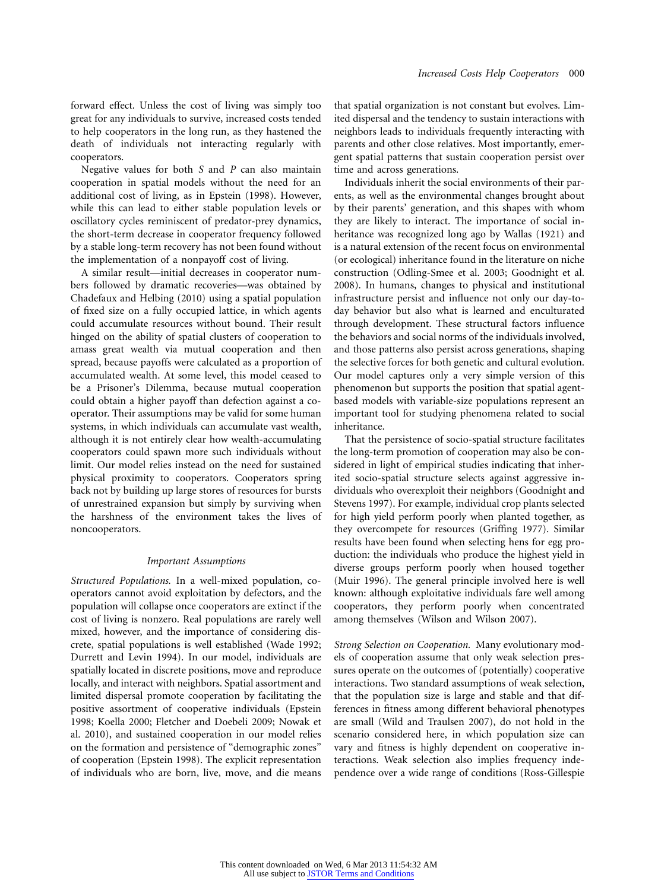forward effect. Unless the cost of living was simply too great for any individuals to survive, increased costs tended to help cooperators in the long run, as they hastened the death of individuals not interacting regularly with cooperators.

Negative values for both $S$ and $P$ can also maintain cooperation in spatial models without the need for an additional cost of living, as in Epstein (1998). However, while this can lead to either stable population levels or oscillatory cycles reminiscent of predator-prey dynamics, the short-term decrease in cooperator frequency followed by a stable long-term recovery has not been found without the implementation of a nonpayoff cost of living.

A similar result—initial decreases in cooperator numbers followed by dramatic recoveries—was obtained by Chadefaux and Helbing (2010) using a spatial population of fixed size on a fully occupied lattice, in which agents could accumulate resources without bound. Their result hinged on the ability of spatial clusters of cooperation to amass great wealth via mutual cooperation and then spread, because payoffs were calculated as a proportion of accumulated wealth. At some level, this model ceased to be a Prisoner's Dilemma, because mutual cooperation could obtain a higher payoff than defection against a cooperator. Their assumptions may be valid for some human systems, in which individuals can accumulate vast wealth, although it is not entirely clear how wealth-accumulating cooperators could spawn more such individuals without limit. Our model relies instead on the need for sustained physical proximity to cooperators. Cooperators spring back not by building up large stores of resources for bursts of unrestrained expansion but simply by surviving when the harshness of the environment takes the lives of noncooperators.

### *Important Assumptions*

*Structured Populations.* In a well-mixed population, cooperators cannot avoid exploitation by defectors, and the population will collapse once cooperators are extinct if the cost of living is nonzero. Real populations are rarely well mixed, however, and the importance of considering discrete, spatial populations is well established (Wade 1992; Durrett and Levin 1994). In our model, individuals are spatially located in discrete positions, move and reproduce locally, and interact with neighbors. Spatial structure and limited dispersal promote cooperation by facilitating the positive assortment of cooperative individuals (Epstein 1998; Koella 2000; Fletcher and Doebeli 2009; Nowak et al. 2010), and sustained cooperation in our model relies on the formation and persistence of "demographic zones" of cooperation (Epstein 1998). The explicit representation of individuals who are born, live, move, and die means that spatial organization is not constant but evolves. Limited dispersal and the tendency to sustain interactions with neighbors leads to individuals frequently interacting with parents and other close relatives. Most importantly, emergent spatial patterns that sustain cooperation persist over time and across generations.

Individuals inherit the social environments of their parents, as well as the environmental changes brought about by their parents' generation, and this shapes with whom they are likely to interact. The importance of social inheritance was recognized long ago by Wallas (1921) and is a natural extension of the recent focus on environmental (or ecological) inheritance found in the literature on niche construction (Odling-Smee et al. 2003; Goodnight et al. 2008). In humans, changes to physical and institutional infrastructure persist and influence not only our day-to-day behavior but also what is learned and enculturated through development. These structural factors influence the behaviors and social norms of the individuals involved, and those patterns also persist across generations, shaping the selective forces for both genetic and cultural evolution. Our model captures only a very simple version of this phenomenon but supports the position that spatial agent-based models with variable-size populations represent an important tool for studying phenomena related to social inheritance.

That the persistence of socio-spatial structure facilitates the long-term promotion of cooperation may also be considered in light of empirical studies indicating that inherited socio-spatial structure selects against aggressive individuals who overexploit their neighbors (Goodnight and Stevens 1997). For example, individual crop plants selected for high yield perform poorly when planted together, as they overcompete for resources (Griffing 1977). Similar results have been found when selecting hens for egg production: the individuals who produce the highest yield in diverse groups perform poorly when housed together (Muir 1996). The general principle involved here is well known: although exploitative individuals fare well among cooperators, they perform poorly when concentrated among themselves (Wilson and Wilson 2007).

*Strong Selection on Cooperation.* Many evolutionary models of cooperation assume that only weak selection pressures operate on the outcomes of (potentially) cooperative interactions. Two standard assumptions of weak selection, that the population size is large and stable and that differences in fitness among different behavioral phenotypes are small (Wild and Traulsen 2007), do not hold in the scenario considered here, in which population size can vary and fitness is highly dependent on cooperative interactions. Weak selection also implies frequency independence over a wide range of conditions (Ross-Gillespie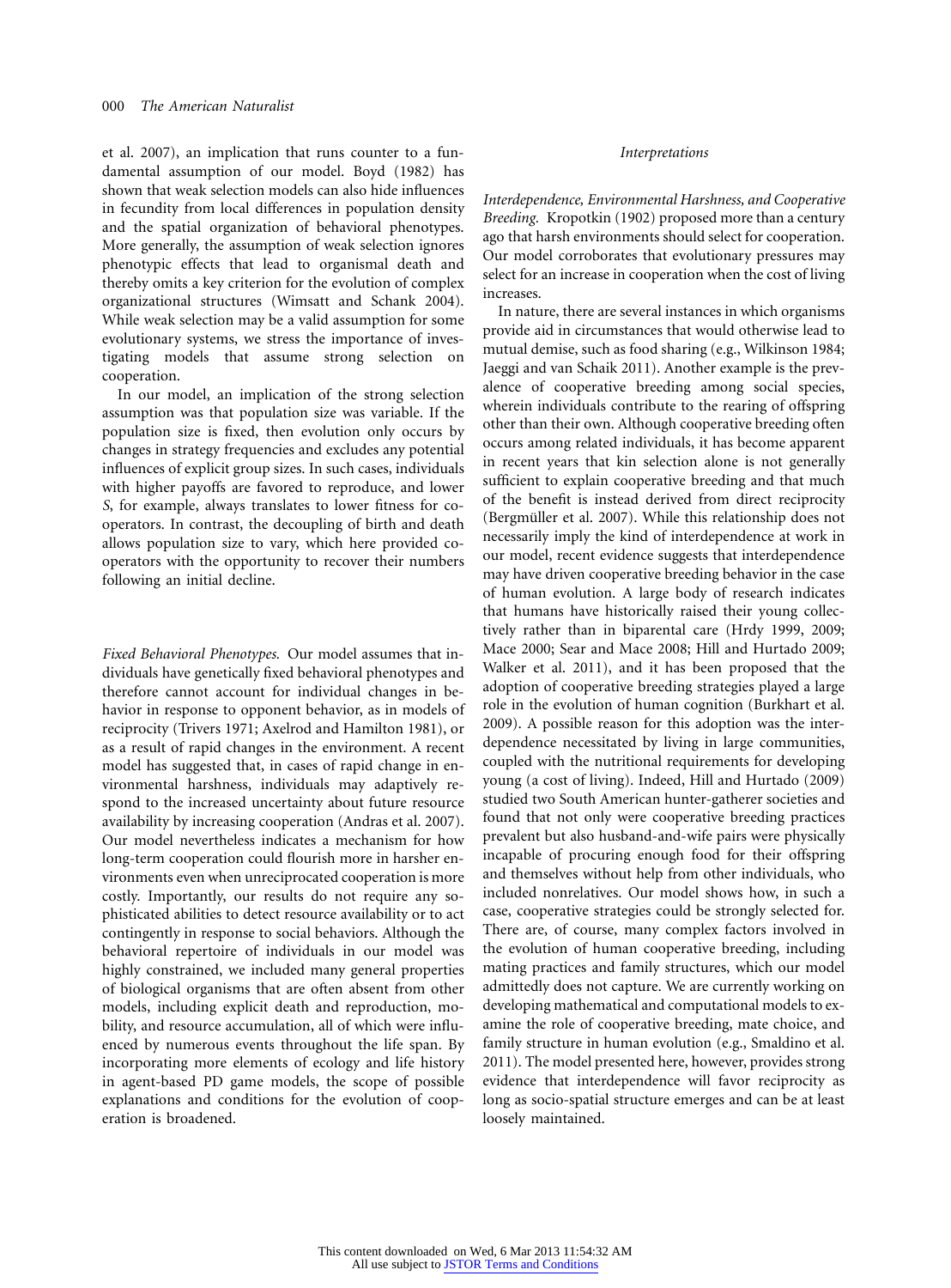et al. 2007), an implication that runs counter to a fundamental assumption of our model. Boyd (1982) has shown that weak selection models can also hide influences in fecundity from local differences in population density and the spatial organization of behavioral phenotypes. More generally, the assumption of weak selection ignores phenotypic effects that lead to organismal death and thereby omits a key criterion for the evolution of complex organizational structures (Wimsatt and Schank 2004). While weak selection may be a valid assumption for some evolutionary systems, we stress the importance of investigating models that assume strong selection on cooperation.

In our model, an implication of the strong selection assumption was that population size was variable. If the population size is fixed, then evolution only occurs by changes in strategy frequencies and excludes any potential influences of explicit group sizes. In such cases, individuals with higher payoffs are favored to reproduce, and lower $S$, for example, always translates to lower fitness for cooperators. In contrast, the decoupling of birth and death allows population size to vary, which here provided cooperators with the opportunity to recover their numbers following an initial decline.

*Fixed Behavioral Phenotypes.* Our model assumes that individuals have genetically fixed behavioral phenotypes and therefore cannot account for individual changes in behavior in response to opponent behavior, as in models of reciprocity (Trivers 1971; Axelrod and Hamilton 1981), or as a result of rapid changes in the environment. A recent model has suggested that, in cases of rapid change in environmental harshness, individuals may adaptively respond to the increased uncertainty about future resource availability by increasing cooperation (Andras et al. 2007). Our model nevertheless indicates a mechanism for how long-term cooperation could flourish more in harsher environments even when unreciprocated cooperation is more costly. Importantly, our results do not require any sophisticated abilities to detect resource availability or to act contingently in response to social behaviors. Although the behavioral repertoire of individuals in our model was highly constrained, we included many general properties of biological organisms that are often absent from other models, including explicit death and reproduction, mobility, and resource accumulation, all of which were influenced by numerous events throughout the life span. By incorporating more elements of ecology and life history in agent-based PD game models, the scope of possible explanations and conditions for the evolution of cooperation is broadened.

## Interpretations

*Interdependence, Environmental Harshness, and Cooperative Breeding.* Kropotkin (1902) proposed more than a century ago that harsh environments should select for cooperation. Our model corroborates that evolutionary pressures may select for an increase in cooperation when the cost of living increases.

In nature, there are several instances in which organisms provide aid in circumstances that would otherwise lead to mutual demise, such as food sharing (e.g., Wilkinson 1984; Jaeggi and van Schaik 2011). Another example is the prevalence of cooperative breeding among social species, wherein individuals contribute to the rearing of offspring other than their own. Although cooperative breeding often occurs among related individuals, it has become apparent in recent years that kin selection alone is not generally sufficient to explain cooperative breeding and that much of the benefit is instead derived from direct reciprocity (Bergmüller et al. 2007). While this relationship does not necessarily imply the kind of interdependence at work in our model, recent evidence suggests that interdependence may have driven cooperative breeding behavior in the case of human evolution. A large body of research indicates that humans have historically raised their young collectively rather than in biparental care (Hrdy 1999, 2009; Mace 2000; Sear and Mace 2008; Hill and Hurtado 2009; Walker et al. 2011), and it has been proposed that the adoption of cooperative breeding strategies played a large role in the evolution of human cognition (Burkhart et al. 2009). A possible reason for this adoption was the interdependence necessitated by living in large communities, coupled with the nutritional requirements for developing young (a cost of living). Indeed, Hill and Hurtado (2009) studied two South American hunter-gatherer societies and found that not only were cooperative breeding practices prevalent but also husband-and-wife pairs were physically incapable of procuring enough food for their offspring and themselves without help from other individuals, who included nonrelatives. Our model shows how, in such a case, cooperative strategies could be strongly selected for. There are, of course, many complex factors involved in the evolution of human cooperative breeding, including mating practices and family structures, which our model admittedly does not capture. We are currently working on developing mathematical and computational models to examine the role of cooperative breeding, mate choice, and family structure in human evolution (e.g., Smaldino et al. 2011). The model presented here, however, provides strong evidence that interdependence will favor reciprocity as long as socio-spatial structure emerges and can be at least loosely maintained.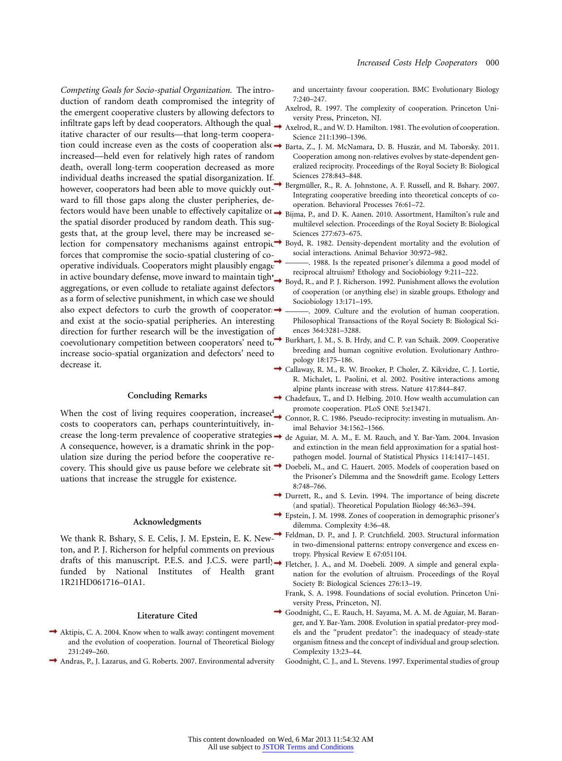*Competing Goals for Socio-spatial Organization.* The introduction of random death compromised the integrity of the emergent cooperative clusters by allowing defectors to infiltrate gaps left by dead cooperators. Although the qualitative character of our results—that long-term cooperation could increase even as the costs of cooperation also increased—held even for relatively high rates of random death, overall long-term cooperation decreased as more individual deaths increased the spatial disorganization. If, however, cooperators had been able to move quickly outward to fill those gaps along the cluster peripheries, defectors would have been unable to effectively capitalize on the spatial disorder produced by random death. This suggests that, at the group level, there may be increased selection for compensatory mechanisms against entropic forces that compromise the socio-spatial clustering of cooperative individuals. Cooperators might plausibly engage in active boundary defense, move inward to maintain tight aggregations, or even collude to retaliate against defectors as a form of selective punishment, in which case we should also expect defectors to curb the growth of cooperators and exist at the socio-spatial peripheries. An interesting direction for further research will be the investigation of coevolutionary competition between cooperators' need to increase socio-spatial organization and defectors' need to decrease it.

## Concluding Remarks

When the cost of living requires cooperation, increased costs to cooperators can, perhaps counterintuitively, increase the long-term prevalence of cooperative strategies. A consequence, however, is a dramatic shrink in the population size during the period before the cooperative recovery. This should give us pause before we celebrate situations that increase the struggle for existence.

## Acknowledgments

We thank R. Bshary, S. E. Celis, J. M. Epstein, E. K. Newton, and P. J. Richerson for helpful comments on previous drafts of this manuscript. P.E.S. and J.C.S. were partly funded by National Institutes of Health grant 1R21HD061716–01A1.

## Literature Cited

Aktipis, C. A. 2004. Know when to walk away: contingent movement and the evolution of cooperation. Journal of Theoretical Biology 231:249–260.

Andras, P., J. Lazarus, and G. Roberts. 2007. Environmental adversity and uncertainty favour cooperation. BMC Evolutionary Biology 7:240–247.

Axelrod, R. 1997. The complexity of cooperation. Princeton University Press, Princeton, NJ.

Axelrod, R., and W. D. Hamilton. 1981. The evolution of cooperation. Science 211:1390–1396.

Barta, Z., J. M. McNamara, D. B. Huszár, and M. Taborsky. 2011. Cooperation among non-relatives evolves by state-dependent generalized reciprocity. Proceedings of the Royal Society B: Biological Sciences 278:843–848.

Bergmüller, R., R. A. Johnstone, A. F. Russell, and R. Bshary. 2007. Integrating cooperative breeding into theoretical concepts of cooperation. Behavioral Processes 76:61–72.

Bijma, P., and D. K. Aanen. 2010. Assortment, Hamilton's rule and multilevel selection. Proceedings of the Royal Society B: Biological Sciences 277:673–675.

Boyd, R. 1982. Density-dependent mortality and the evolution of social interactions. Animal Behavior 30:972–982.

———. 1988. Is the repeated prisoner's dilemma a good model of reciprocal altruism? Ethology and Sociobiology 9:211–222.

Boyd, R., and P. J. Richerson. 1992. Punishment allows the evolution of cooperation (or anything else) in sizable groups. Ethology and Sociobiology 13:171–195.

———. 2009. Culture and the evolution of human cooperation. Philosophical Transactions of the Royal Society B: Biological Sciences 364:3281–3288.

Burkhart, J. M., S. B. Hrdy, and C. P. van Schaik. 2009. Cooperative breeding and human cognitive evolution. Evolutionary Anthropology 18:175–186.

Callaway, R. M., R. W. Brooker, P. Choler, Z. Kikvidze, C. J. Lortie, R. Michalet, L. Paolini, et al. 2002. Positive interactions among alpine plants increase with stress. Nature 417:844–847.

Chadefaux, T., and D. Helbing. 2010. How wealth accumulation can promote cooperation. PLoS ONE 5:e13471.

Connor, R. C. 1986. Pseudo-reciprocity: investing in mutualism. Animal Behavior 34:1562–1566.

de Aguiar, M. A. M., E. M. Rauch, and Y. Bar-Yam. 2004. Invasion and extinction in the mean field approximation for a spatial host-pathogen model. Journal of Statistical Physics 114:1417–1451.

Doebeli, M., and C. Hauert. 2005. Models of cooperation based on the Prisoner's Dilemma and the Snowdrift game. Ecology Letters 8:748–766.

Durrett, R., and S. Levin. 1994. The importance of being discrete (and spatial). Theoretical Population Biology 46:363–394.

Epstein, J. M. 1998. Zones of cooperation in demographic prisoner's dilemma. Complexity 4:36–48.

Feldman, D. P., and J. P. Crutchfield. 2003. Structural information in two-dimensional patterns: entropy convergence and excess entropy. Physical Review E 67:051104.

Fletcher, J. A., and M. Doebeli. 2009. A simple and general explanation for the evolution of altruism. Proceedings of the Royal Society B: Biological Sciences 276:13–19.

Frank, S. A. 1998. Foundations of social evolution. Princeton University Press, Princeton, NJ.

Goodnight, C., E. Rauch, H. Sayama, M. A. M. de Aguiar, M. Baranger, and Y. Bar-Yam. 2008. Evolution in spatial predator-prey models and the "prudent predator": the inadequacy of steady-state organism fitness and the concept of individual and group selection. Complexity 13:23–44.

Goodnight, C. J., and L. Stevens. 1997. Experimental studies of group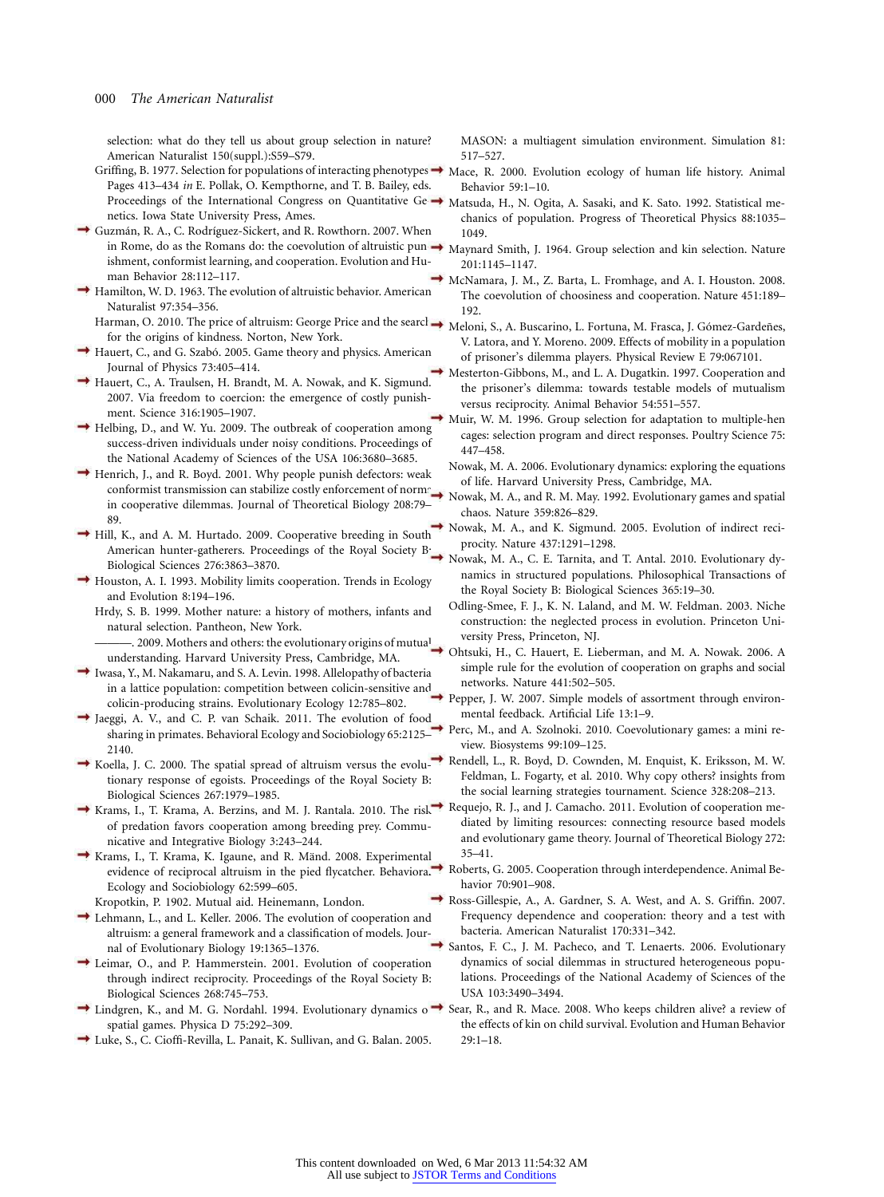selection: what do they tell us about group selection in nature? American Naturalist 150(suppl.):S59–S79.

Griffing, B. 1977. Selection for populations of interacting phenotypes. Pages 413–434 *in* E. Pollak, O. Kempthorne, and T. B. Bailey, eds. Proceedings of the International Congress on Quantitative Genetics. Iowa State University Press, Ames.

Guzmán, R. A., C. Rodríguez-Sickert, and R. Rowthorn. 2007. When in Rome, do as the Romans do: the coevolution of altruistic punishment, conformist learning, and cooperation. Evolution and Human Behavior 28:112–117.

Hamilton, W. D. 1963. The evolution of altruistic behavior. American Naturalist 97:354–356.

Harman, O. 2010. The price of altruism: George Price and the search for the origins of kindness. Norton, New York.

Hauert, C., and G. Szabó. 2005. Game theory and physics. American Journal of Physics 73:405–414.

Hauert, C., A. Traulsen, H. Brandt, M. A. Nowak, and K. Sigmund. 2007. Via freedom to coercion: the emergence of costly punishment. Science 316:1905–1907.

Helbing, D., and W. Yu. 2009. The outbreak of cooperation among success-driven individuals under noisy conditions. Proceedings of the National Academy of Sciences of the USA 106:3680–3685.

Henrich, J., and R. Boyd. 2001. Why people punish defectors: weak conformist transmission can stabilize costly enforcement of norms in cooperative dilemmas. Journal of Theoretical Biology 208:79–89.

Hill, K., and A. M. Hurtado. 2009. Cooperative breeding in South American hunter-gatherers. Proceedings of the Royal Society B: Biological Sciences 276:3863–3870.

Houston, A. I. 1993. Mobility limits cooperation. Trends in Ecology and Evolution 8:194–196.

Hrdy, S. B. 1999. Mother nature: a history of mothers, infants and natural selection. Pantheon, New York.

———. 2009. Mothers and others: the evolutionary origins of mutual understanding. Harvard University Press, Cambridge, MA.

Iwasa, Y., M. Nakamaru, and S. A. Levin. 1998. Allelopathy of bacteria in a lattice population: competition between colicin-sensitive and colicin-producing strains. Evolutionary Ecology 12:785–802.

Jaeggi, A. V., and C. P. van Schaik. 2011. The evolution of food sharing in primates. Behavioral Ecology and Sociobiology 65:2125–2140.

Koella, J. C. 2000. The spatial spread of altruism versus the evolutionary response of egoists. Proceedings of the Royal Society B: Biological Sciences 267:1979–1985.

Krams, I., T. Krama, A. Berzins, and M. J. Rantala. 2010. The risk of predation favors cooperation among breeding prey. Communicative and Integrative Biology 3:243–244.

Krams, I., T. Krama, K. Igaune, and R. Mänd. 2008. Experimental evidence of reciprocal altruism in the pied flycatcher. Behavioral Ecology and Sociobiology 62:599–605.

Kropotkin, P. 1902. Mutual aid. Heinemann, London.

Lehmann, L., and L. Keller. 2006. The evolution of cooperation and altruism: a general framework and a classification of models. Journal of Evolutionary Biology 19:1365–1376.

Leimar, O., and P. Hammerstein. 2001. Evolution of cooperation through indirect reciprocity. Proceedings of the Royal Society B: Biological Sciences 268:745–753.

Lindgren, K., and M. G. Nordahl. 1994. Evolutionary dynamics of spatial games. Physica D 75:292–309.

Luke, S., C. Cioffi-Revilla, L. Panait, K. Sullivan, and G. Balan. 2005. MASON: a multiagent simulation environment. Simulation 81: 517–527.

Mace, R. 2000. Evolution ecology of human life history. Animal Behavior 59:1–10.

Matsuda, H., N. Ogita, A. Sasaki, and K. Sato. 1992. Statistical mechanics of population. Progress of Theoretical Physics 88:1035–1049.

Maynard Smith, J. 1964. Group selection and kin selection. Nature 201:1145–1147.

McNamara, J. M., Z. Barta, L. Fromhage, and A. I. Houston. 2008. The coevolution of choosiness and cooperation. Nature 451:189–192.

Meloni, S., A. Buscarino, L. Fortuna, M. Frasca, J. Gómez-Gardeñes, V. Latora, and Y. Moreno. 2009. Effects of mobility in a population of prisoner's dilemma players. Physical Review E 79:067101.

Mesterton-Gibbons, M., and L. A. Dugatkin. 1997. Cooperation and the prisoner's dilemma: towards testable models of mutualism versus reciprocity. Animal Behavior 54:551–557.

Muir, W. M. 1996. Group selection for adaptation to multiple-hen cages: selection program and direct responses. Poultry Science 75: 447–458.

Nowak, M. A. 2006. Evolutionary dynamics: exploring the equations of life. Harvard University Press, Cambridge, MA.

Nowak, M. A., and R. M. May. 1992. Evolutionary games and spatial chaos. Nature 359:826–829.

Nowak, M. A., and K. Sigmund. 2005. Evolution of indirect reciprocity. Nature 437:1291–1298.

Nowak, M. A., C. E. Tarnita, and T. Antal. 2010. Evolutionary dynamics in structured populations. Philosophical Transactions of the Royal Society B: Biological Sciences 365:19–30.

Odling-Smee, F. J., K. N. Laland, and M. W. Feldman. 2003. Niche construction: the neglected process in evolution. Princeton University Press, Princeton, NJ.

Ohtsuki, H., C. Hauert, E. Lieberman, and M. A. Nowak. 2006. A simple rule for the evolution of cooperation on graphs and social networks. Nature 441:502–505.

Pepper, J. W. 2007. Simple models of assortment through environmental feedback. Artificial Life 13:1–9.

Perc, M., and A. Szolnoki. 2010. Coevolutionary games: a mini review. Biosystems 99:109–125.

Rendell, L., R. Boyd, D. Cownden, M. Enquist, K. Eriksson, M. W. Feldman, L. Fogarty, et al. 2010. Why copy others? insights from the social learning strategies tournament. Science 328:208–213.

Requejo, R. J., and J. Camacho. 2011. Evolution of cooperation mediated by limiting resources: connecting resource based models and evolutionary game theory. Journal of Theoretical Biology 272: 35–41.

Roberts, G. 2005. Cooperation through interdependence. Animal Behavior 70:901–908.

Ross-Gillespie, A., A. Gardner, S. A. West, and A. S. Griffin. 2007. Frequency dependence and cooperation: theory and a test with bacteria. American Naturalist 170:331–342.

Santos, F. C., J. M. Pacheco, and T. Lenaerts. 2006. Evolutionary dynamics of social dilemmas in structured heterogeneous populations. Proceedings of the National Academy of Sciences of the USA 103:3490–3494.

Sear, R., and R. Mace. 2008. Who keeps children alive? a review of the effects of kin on child survival. Evolution and Human Behavior 29:1–18.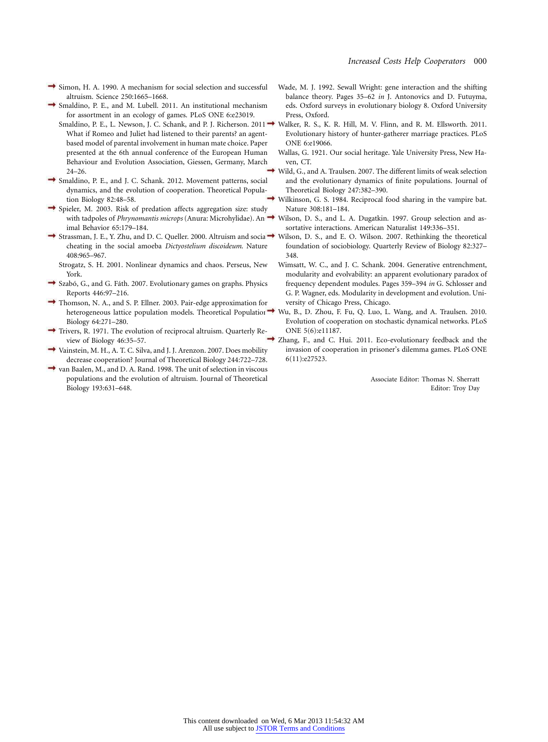Simon, H. A. 1990. A mechanism for social selection and successful altruism. Science 250:1665–1668.

Smaldino, P. E., and M. Lubell. 2011. An institutional mechanism for assortment in an ecology of games. PLoS ONE 6:e23019.

Smaldino, P. E., L. Newson, J. C. Schank, and P. J. Richerson. 2011. What if Romeo and Juliet had listened to their parents? an agent-based model of parental involvement in human mate choice. Paper presented at the 6th annual conference of the European Human Behaviour and Evolution Association, Giessen, Germany, March 24–26.

Smaldino, P. E., and J. C. Schank. 2012. Movement patterns, social dynamics, and the evolution of cooperation. Theoretical Population Biology 82:48–58.

Spieler, M. 2003. Risk of predation affects aggregation size: study with tadpoles of *Phrynomantis microps* (Anura: Microhylidae). Animal Behavior 65:179–184.

Strassman, J. E., Y. Zhu, and D. C. Queller. 2000. Altruism and social cheating in the social amoeba *Dictyostelium discoideum*. Nature 408:965–967.

Strogatz, S. H. 2001. Nonlinear dynamics and chaos. Perseus, New York.

Szabó, G., and G. Fáth. 2007. Evolutionary games on graphs. Physics Reports 446:97–216.

Thomson, N. A., and S. P. Ellner. 2003. Pair-edge approximation for heterogeneous lattice population models. Theoretical Population Biology 64:271–280.

Trivers, R. 1971. The evolution of reciprocal altruism. Quarterly Review of Biology 46:35–57.

Vainstein, M. H., A. T. C. Silva, and J. J. Arenzon. 2007. Does mobility decrease cooperation? Journal of Theoretical Biology 244:722–728.

van Baalen, M., and D. A. Rand. 1998. The unit of selection in viscous populations and the evolution of altruism. Journal of Theoretical Biology 193:631–648.

Wade, M. J. 1992. Sewall Wright: gene interaction and the shifting balance theory. Pages 35–62 *in* J. Antonovics and D. Futuyma, eds. Oxford surveys in evolutionary biology 8. Oxford University Press, Oxford.

Walker, R. S., K. R. Hill, M. V. Flinn, and R. M. Ellsworth. 2011. Evolutionary history of hunter-gatherer marriage practices. PLoS ONE 6:e19066.

Wallas, G. 1921. Our social heritage. Yale University Press, New Haven, CT.

Wild, G., and A. Traulsen. 2007. The different limits of weak selection and the evolutionary dynamics of finite populations. Journal of Theoretical Biology 247:382–390.

Wilkinson, G. S. 1984. Reciprocal food sharing in the vampire bat. Nature 308:181–184.

Wilson, D. S., and L. A. Dugatkin. 1997. Group selection and assortative interactions. American Naturalist 149:336–351.

Wilson, D. S., and E. O. Wilson. 2007. Rethinking the theoretical foundation of sociobiology. Quarterly Review of Biology 82:327–348.

Wimsatt, W. C., and J. C. Schank. 2004. Generative entrenchment, modularity and evolvability: an apparent evolutionary paradox of frequency dependent modules. Pages 359–394 *in* G. Schlosser and G. P. Wagner, eds. Modularity in development and evolution. University of Chicago Press, Chicago.

Wu, B., D. Zhou, F. Fu, Q. Luo, L. Wang, and A. Traulsen. 2010. Evolution of cooperation on stochastic dynamical networks. PLoS ONE 5(6):e11187.

Zhang, F., and C. Hui. 2011. Eco-evolutionary feedback and the invasion of cooperation in prisoner's dilemma games. PLoS ONE 6(11):e27523.

Associate Editor: Thomas N. Sherratt
Editor: Troy Day